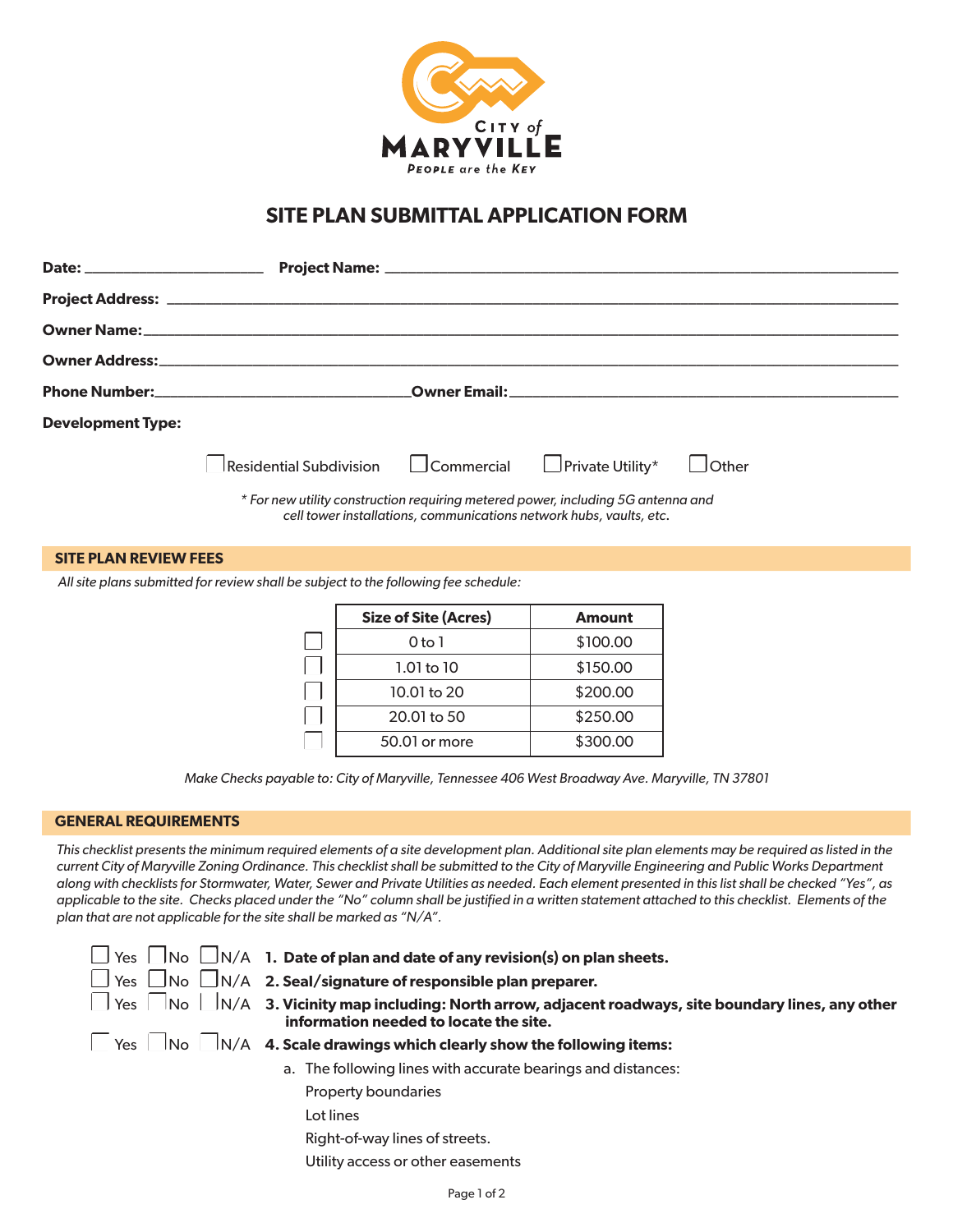CITY of MARYVILLE
PEOPLE are the KEY

# SITE PLAN SUBMITTAL APPLICATION FORM

**Date:** ____________________ **Project Name:** ____________________________________________

**Project Address:** ____________________________________________________________________

**Owner Name:** ________________________________________________________________________

**Owner Address:** ______________________________________________________________________

**Phone Number:** ____________________________ **Owner Email:** ___________________________

**Development Type:**

☐ Residential Subdivision ☐ Commercial ☐ Private Utility* ☐ Other

*\* For new utility construction requiring metered power, including 5G antenna and cell tower installations, communications network hubs, vaults, etc.*

## SITE PLAN REVIEW FEES

*All site plans submitted for review shall be subject to the following fee schedule:*

| | Size of Site (Acres) | Amount |
|---|---|---|
| ☐ | 0 to 1 | $100.00 |
| ☐ | 1.01 to 10 | $150.00 |
| ☐ | 10.01 to 20 | $200.00 |
| ☐ | 20.01 to 50 | $250.00 |
| ☐ | 50.01 or more | $300.00 |

*Make Checks payable to: City of Maryville, Tennessee 406 West Broadway Ave. Maryville, TN 37801*

## GENERAL REQUIREMENTS

*This checklist presents the minimum required elements of a site development plan. Additional site plan elements may be required as listed in the current City of Maryville Zoning Ordinance. This checklist shall be submitted to the City of Maryville Engineering and Public Works Department along with checklists for Stormwater, Water, Sewer and Private Utilities as needed. Each element presented in this list shall be checked "Yes", as applicable to the site. Checks placed under the "No" column shall be justified in a written statement attached to this checklist. Elements of the plan that are not applicable for the site shall be marked as "N/A".*

☐ Yes ☐ No ☐ N/A **1. Date of plan and date of any revision(s) on plan sheets.**

☐ Yes ☐ No ☐ N/A **2. Seal/signature of responsible plan preparer.**

☐ Yes ☐ No ☐ N/A **3. Vicinity map including: North arrow, adjacent roadways, site boundary lines, any other information needed to locate the site.**

☐ Yes ☐ No ☐ N/A **4. Scale drawings which clearly show the following items:**

a. The following lines with accurate bearings and distances:

Property boundaries

Lot lines

Right-of-way lines of streets.

Utility access or other easements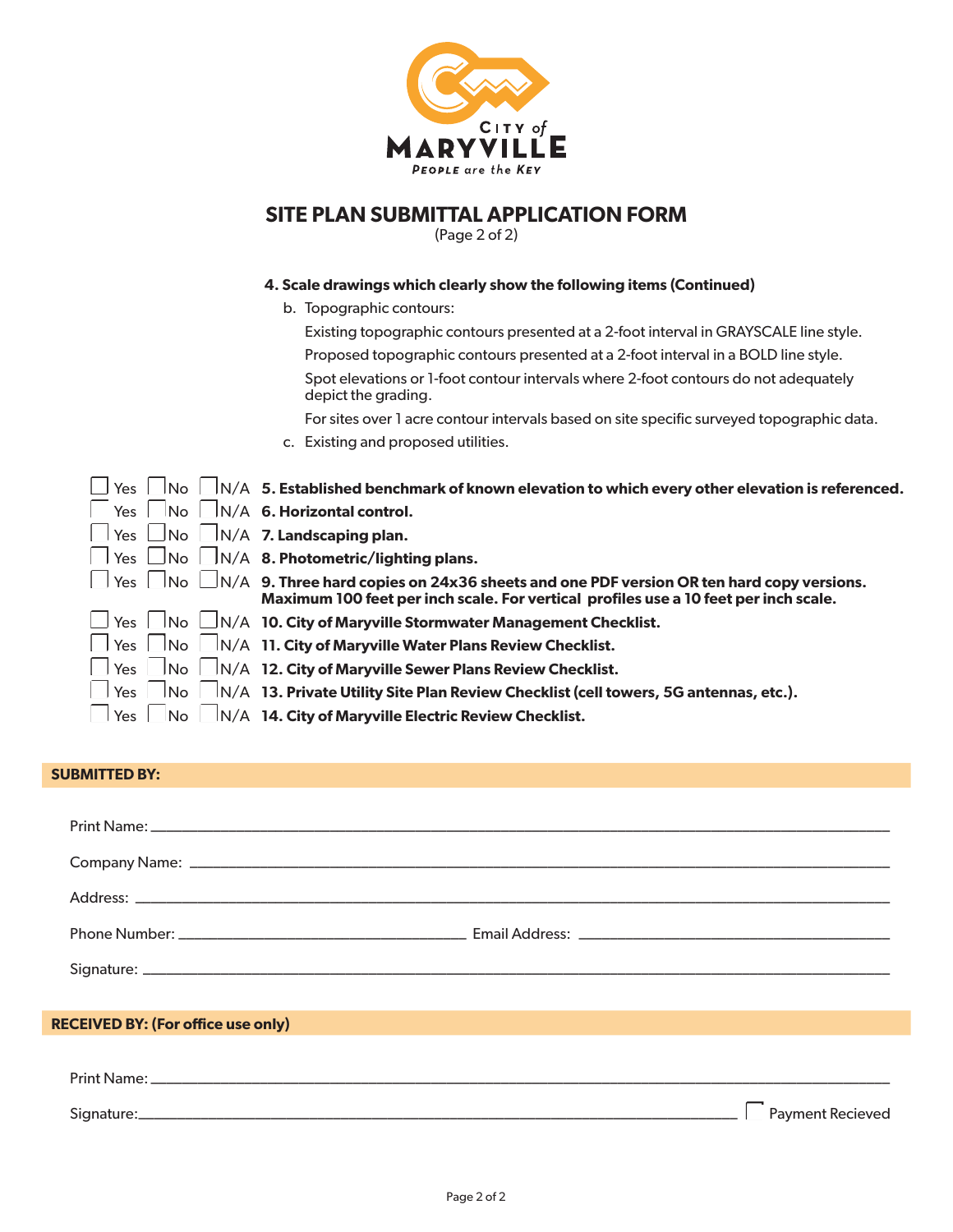CITY of MARYVILLE
PEOPLE are the KEY

# SITE PLAN SUBMITTAL APPLICATION FORM

(Page 2 of 2)

**4. Scale drawings which clearly show the following items (Continued)**

b. Topographic contours:

Existing topographic contours presented at a 2-foot interval in GRAYSCALE line style.

Proposed topographic contours presented at a 2-foot interval in a BOLD line style.

Spot elevations or 1-foot contour intervals where 2-foot contours do not adequately depict the grading.

For sites over 1 acre contour intervals based on site specific surveyed topographic data.

c. Existing and proposed utilities.

- ☐ Yes ☐ No ☐ N/A **5. Established benchmark of known elevation to which every other elevation is referenced.**
- ☐ Yes ☐ No ☐ N/A **6. Horizontal control.**
- ☐ Yes ☐ No ☐ N/A **7. Landscaping plan.**
- ☐ Yes ☐ No ☐ N/A **8. Photometric/lighting plans.**
- ☐ Yes ☐ No ☐ N/A **9. Three hard copies on 24x36 sheets and one PDF version OR ten hard copy versions. Maximum 100 feet per inch scale. For vertical profiles use a 10 feet per inch scale.**
- ☐ Yes ☐ No ☐ N/A **10. City of Maryville Stormwater Management Checklist.**
- ☐ Yes ☐ No ☐ N/A **11. City of Maryville Water Plans Review Checklist.**
- ☐ Yes ☐ No ☐ N/A **12. City of Maryville Sewer Plans Review Checklist.**
- ☐ Yes ☐ No ☐ N/A **13. Private Utility Site Plan Review Checklist (cell towers, 5G antennas, etc.).**
- ☐ Yes ☐ No ☐ N/A **14. City of Maryville Electric Review Checklist.**

## SUBMITTED BY:

Print Name: ______________________________

Company Name: ______________________________

Address: ______________________________

Phone Number: ____________________ Email Address: ____________________

Signature: ______________________________

## RECEIVED BY: (For office use only)

Print Name: ______________________________

Signature: ______________________________ ☐ Payment Recieved